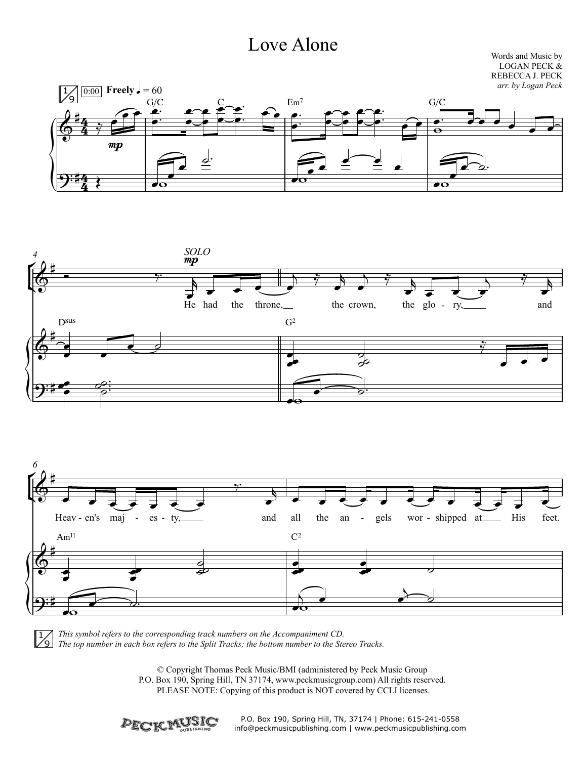# Love Alone

Words and Music by
LOGAN PECK &
REBECCA J. PECK
*arr. by Logan Peck*

This symbol refers to the corresponding track numbers on the Accompaniment CD.
The top number in each box refers to the Split Tracks; the bottom number to the Stereo Tracks.

© Copyright Thomas Peck Music/BMI (administered by Peck Music Group
P.O. Box 190, Spring Hill, TN 37174, www.peckmusicgroup.com) All rights reserved.
PLEASE NOTE: Copying of this product is NOT covered by CCLI licenses.

P.O. Box 190, Spring Hill, TN, 37174 | Phone: 615-241-0558
info@peckmusicpublishing.com | www.peckmusicpublishing.com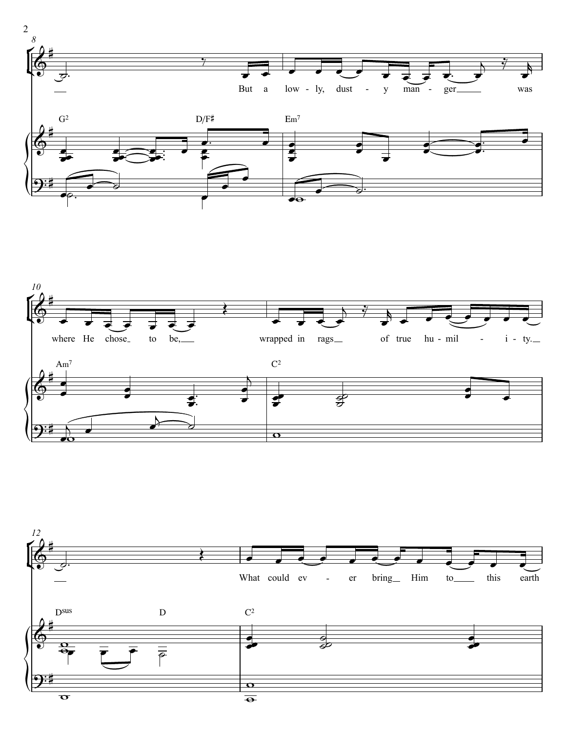But a low - ly, dust - y man - ger was where He chose to be, wrapped in rags of true hu - mil - i - ty.

What could ev - er bring Him to this earth

G2 D/F♯ Em7 Am7 C2 Dsus D C2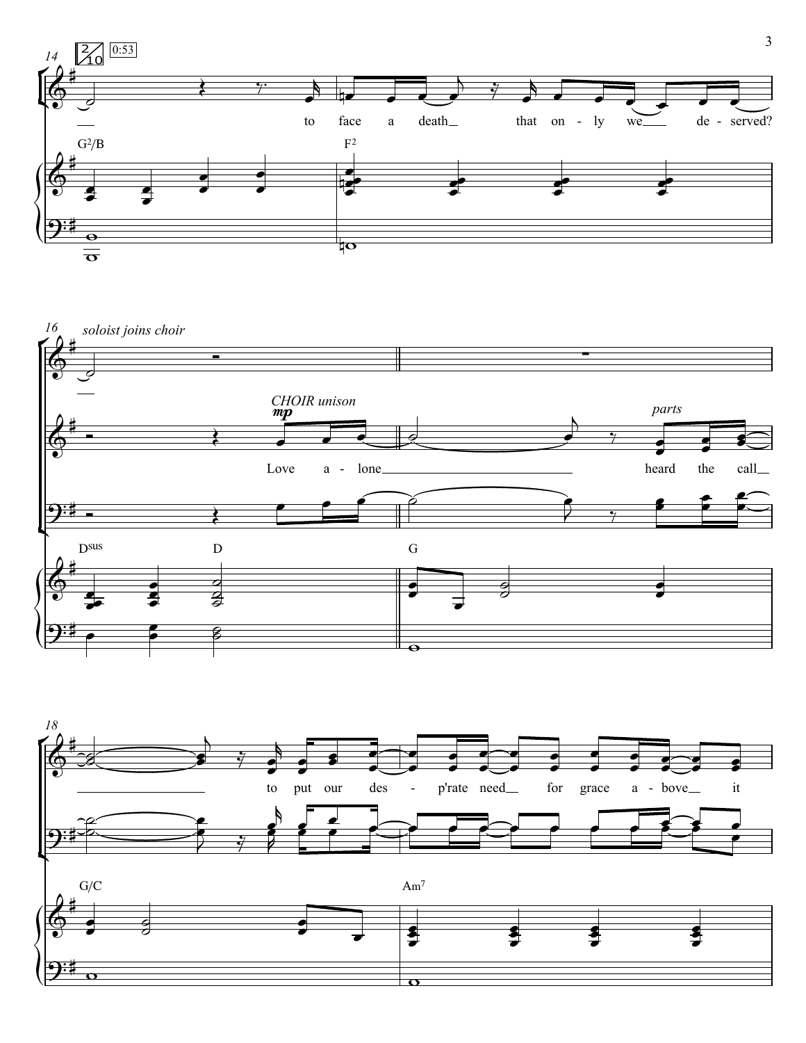14

G²/B

to face a death that on - ly we de - served?

F²

16 *soloist joins choir*

*CHOIR unison*

**mp**

Love a - lone

*parts*

heard the call

Dsus D G

18

to put our des - p'rate need for grace a - bove it

G/C Am⁷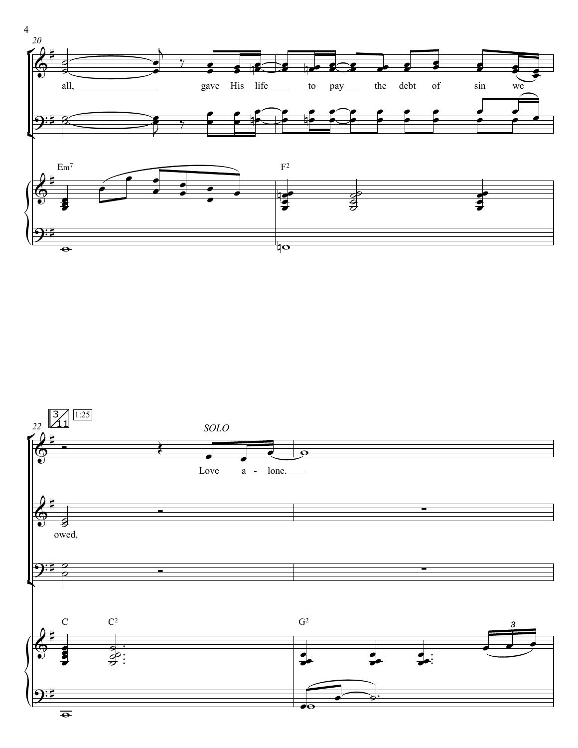20

all, gave His life to pay the debt of sin we

Em7 F2

22 3/11 1:25

*SOLO*

Love a - lone.

owed,

C C2 G2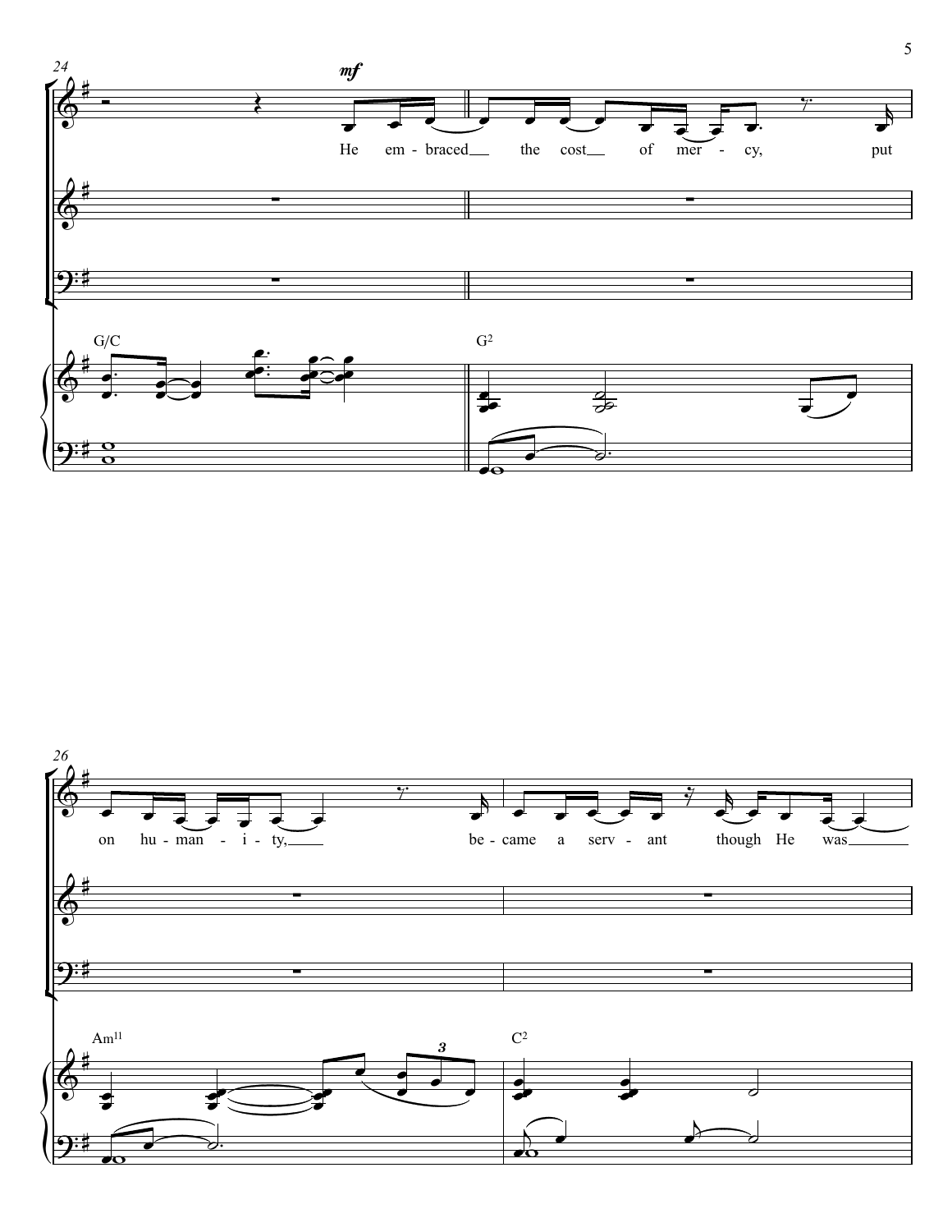24

*mf*

He em - braced the cost of mer - cy, put

G/C

G²

26

on hu - man - i - ty, be - came a serv - ant though He was

Am¹¹

C²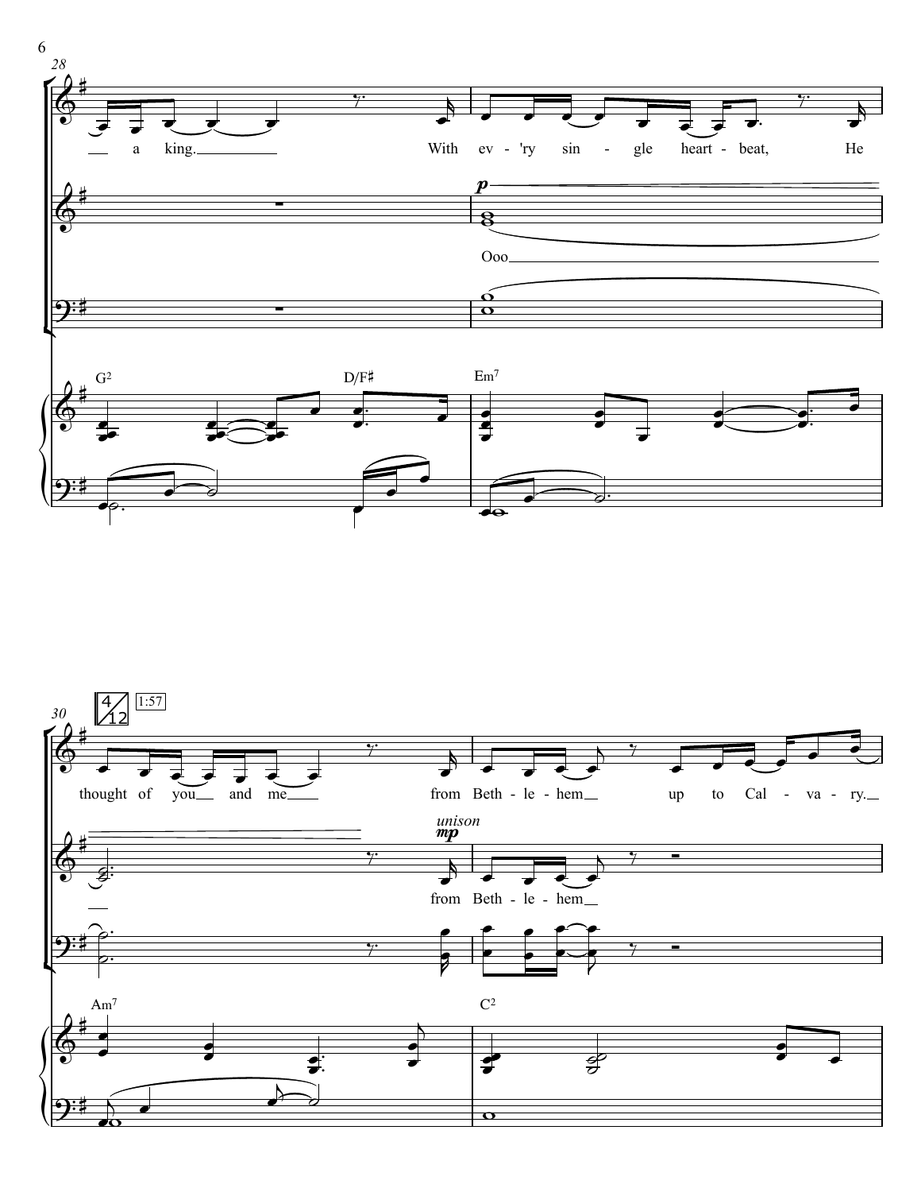a king. With ev - 'ry sin - gle heart - beat, He

Ooo

G2 D/F♯ Em7

4/12 1:57

thought of you and me from Beth - le - hem up to Cal - va - ry.

*unison*
*mp*
from Beth - le - hem

Am7 C2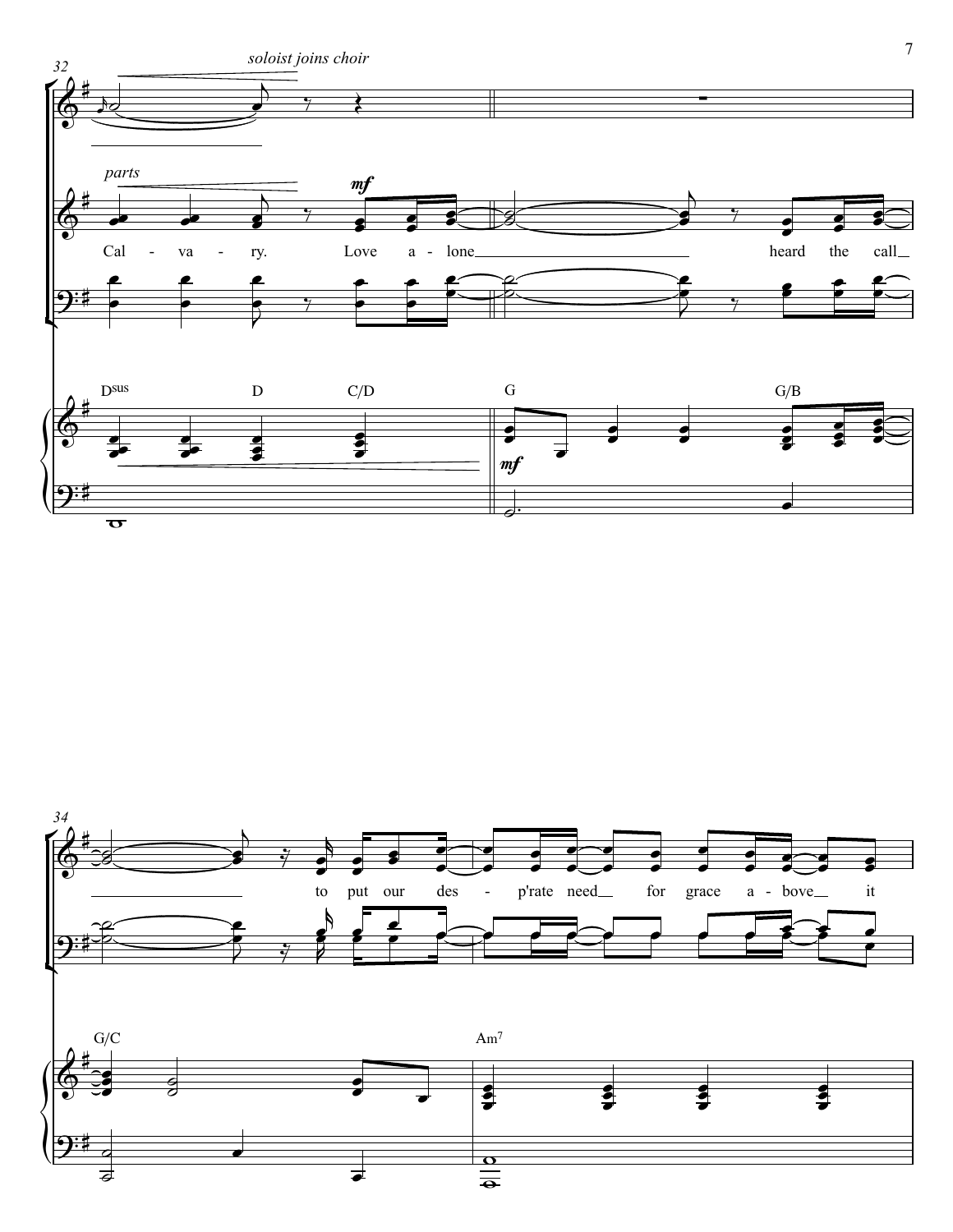*soloist joins choir*

*parts*

**mf**

Cal - va - ry. Love a - lone heard the call

Dsus D C/D G G/B

**mf**

to put our des - p'rate need for grace a - bove it

G/C Am7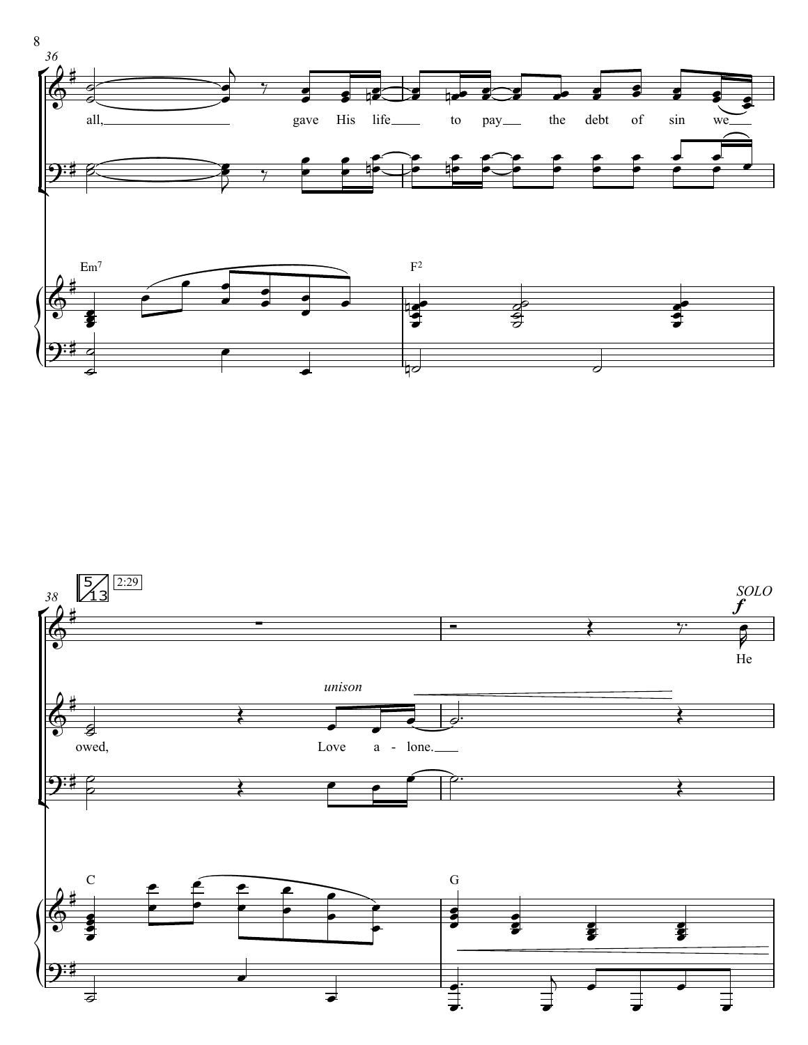36

all, gave His life to pay the debt of sin we

Em7 F2

38 5/13 2:29

*SOLO*
**f**

He

*unison*

owed, Love a - lone.

C G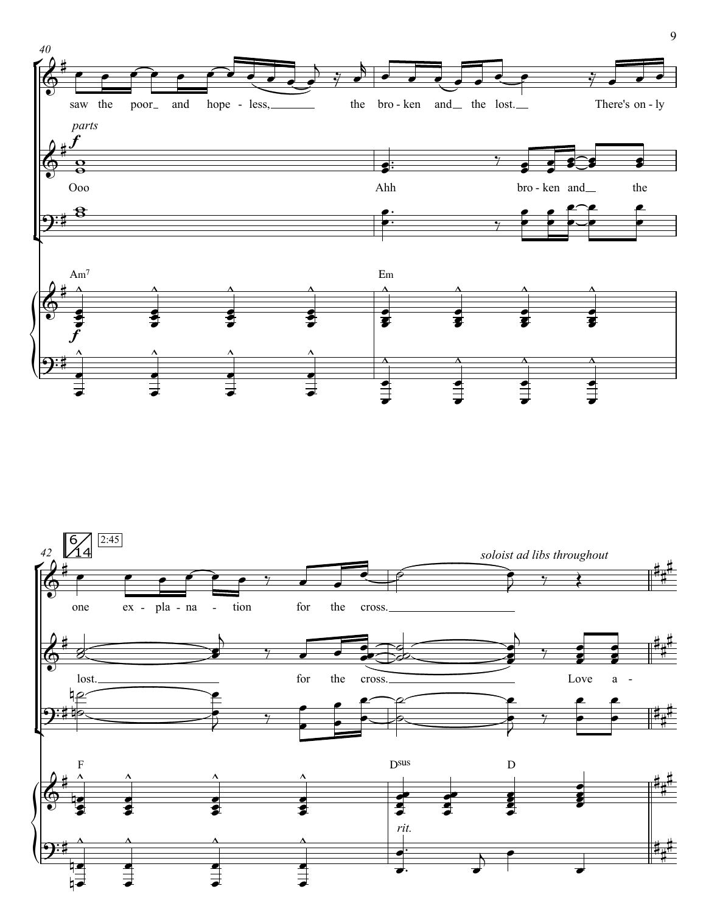40

saw the poor_ and hope - less,_____ the bro - ken and_ the lost._ There's on - ly

*parts*

**f**

Ooo

Ahh bro - ken and_ the

Am7

Em

42

6/14 2:45

one ex - pla - na - tion for the cross.__________

*soloist ad libs throughout*

lost.__________ for the cross.__________ Love a -

F

Dsus

D

*rit.*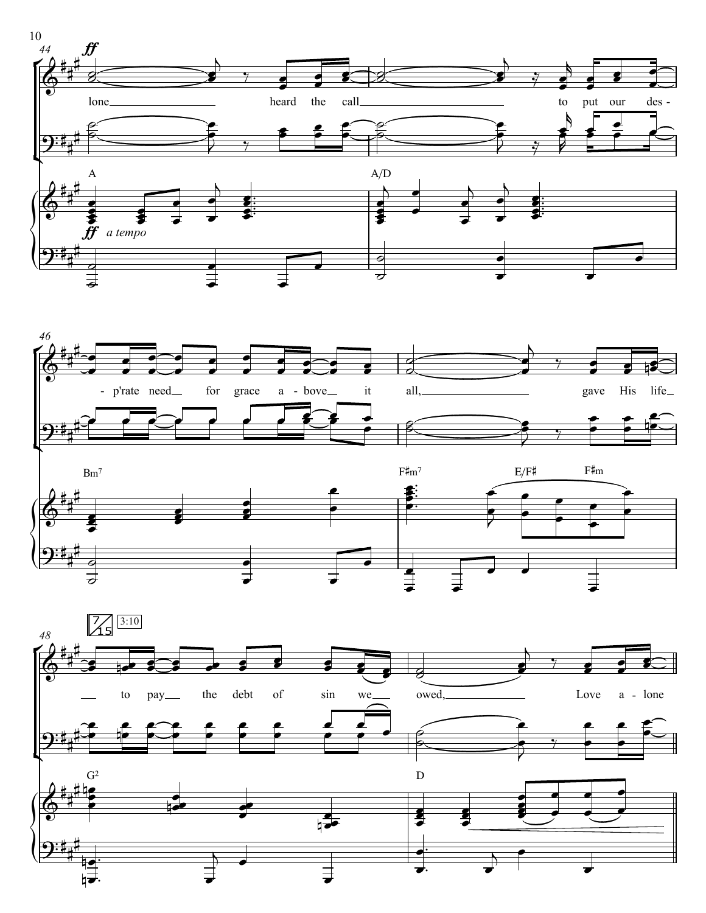44

*ff*

lone heard the call to put our des -

A &nbsp;&nbsp;&nbsp;&nbsp; A/D

*ff* *a tempo*

46

- p'rate need for grace a - bove it all, gave His life

Bm7 &nbsp;&nbsp;&nbsp;&nbsp; F♯m7 &nbsp;&nbsp; E/F♯ &nbsp;&nbsp; F♯m

48

7/15 &nbsp; 3:10

to pay the debt of sin we owed, Love a - lone

G2 &nbsp;&nbsp;&nbsp;&nbsp; D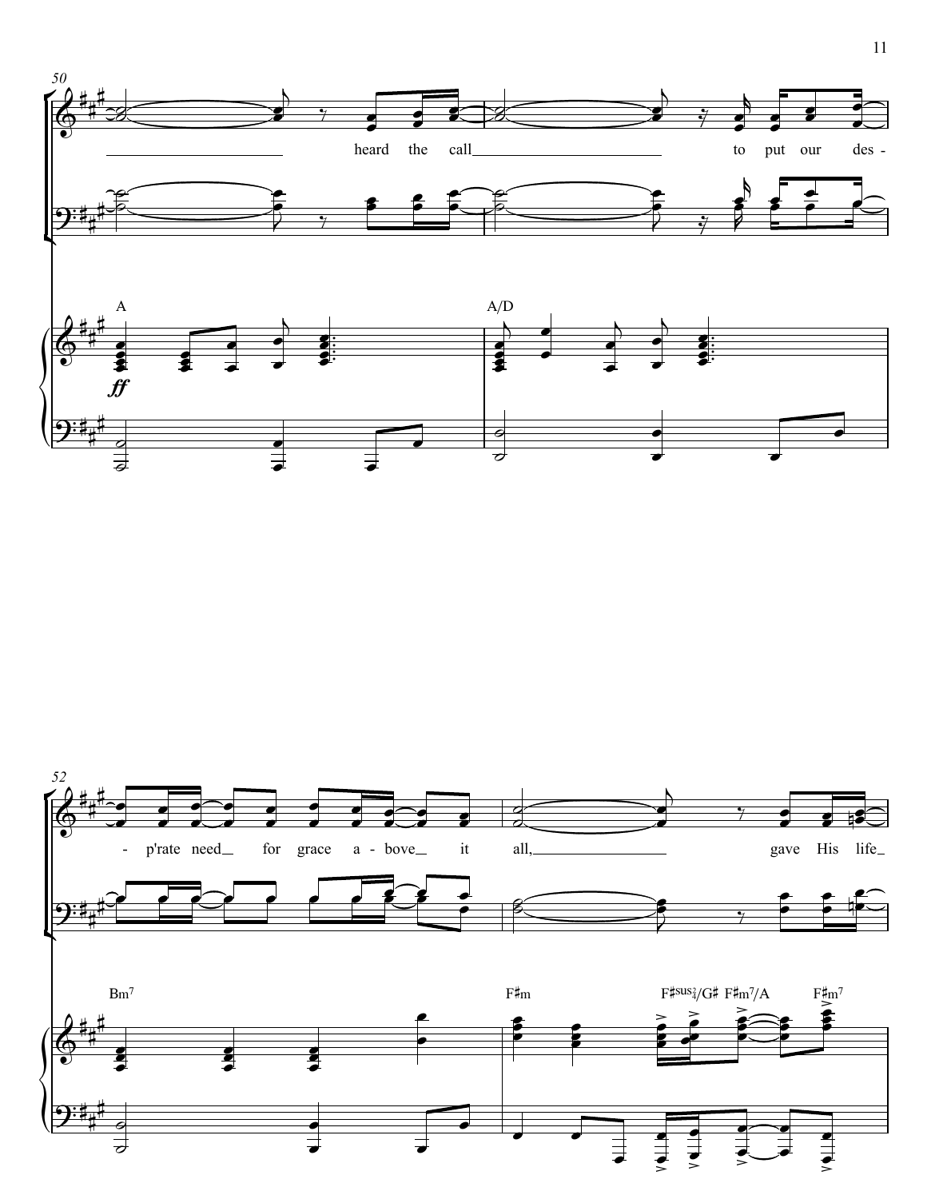50

heard the call to put our des-

A

*ff*

A/D

52

p'rate need for grace a-bove it all, gave His life

Bm7

F♯m

F♯sus⁴₂/G♯ F♯m7/A F♯m7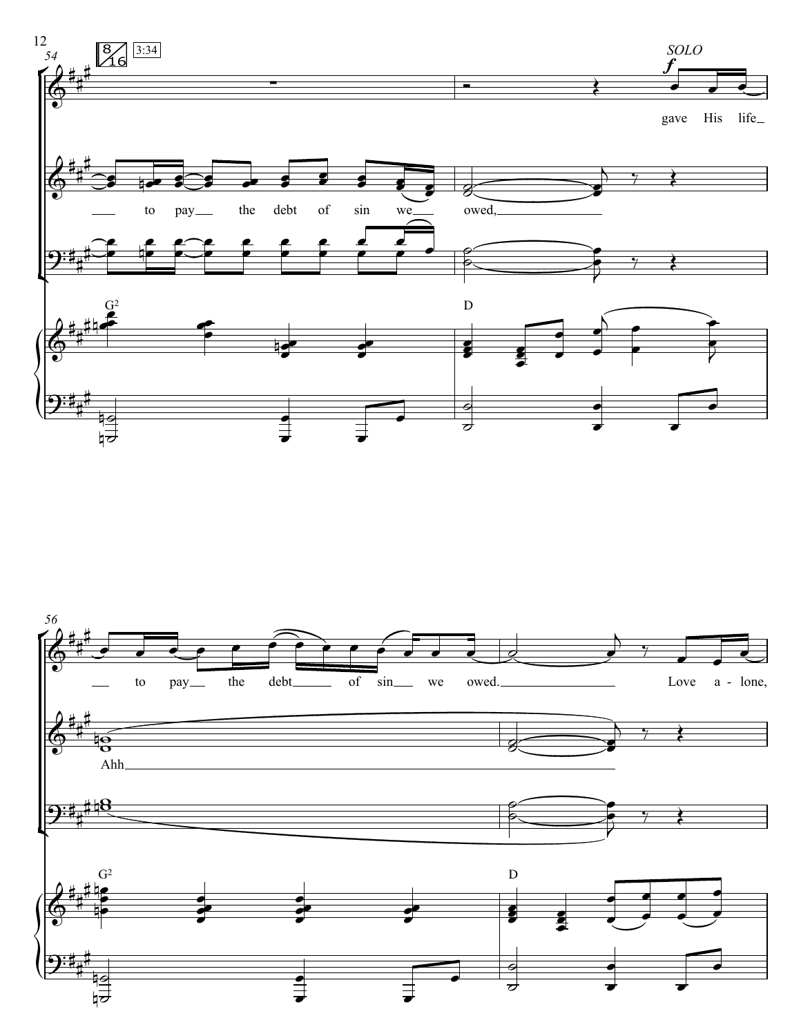54 8/16 3:34

*SOLO* **f**

gave His life

to pay the debt of sin we owed,

G²

D

56

to pay the debt of sin we owed. Love a - lone,

Ahh

G²

D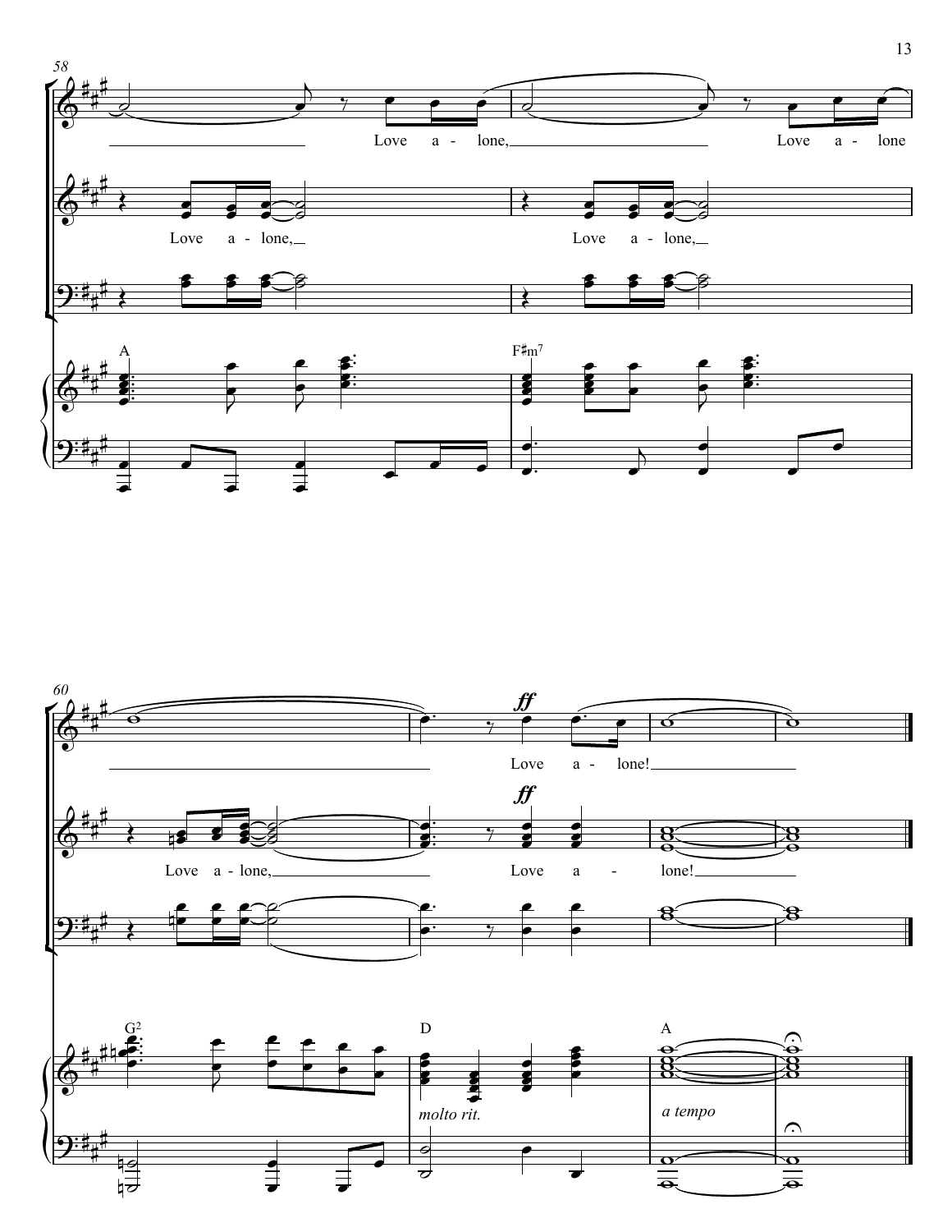58

Love a - lone, Love a - lone

Love a - lone, Love a - lone,

A

F♯m7

60

*ff*

Love a - lone!

Love a - lone, Love a - lone!

G2

D

A

*molto rit.*

*a tempo*